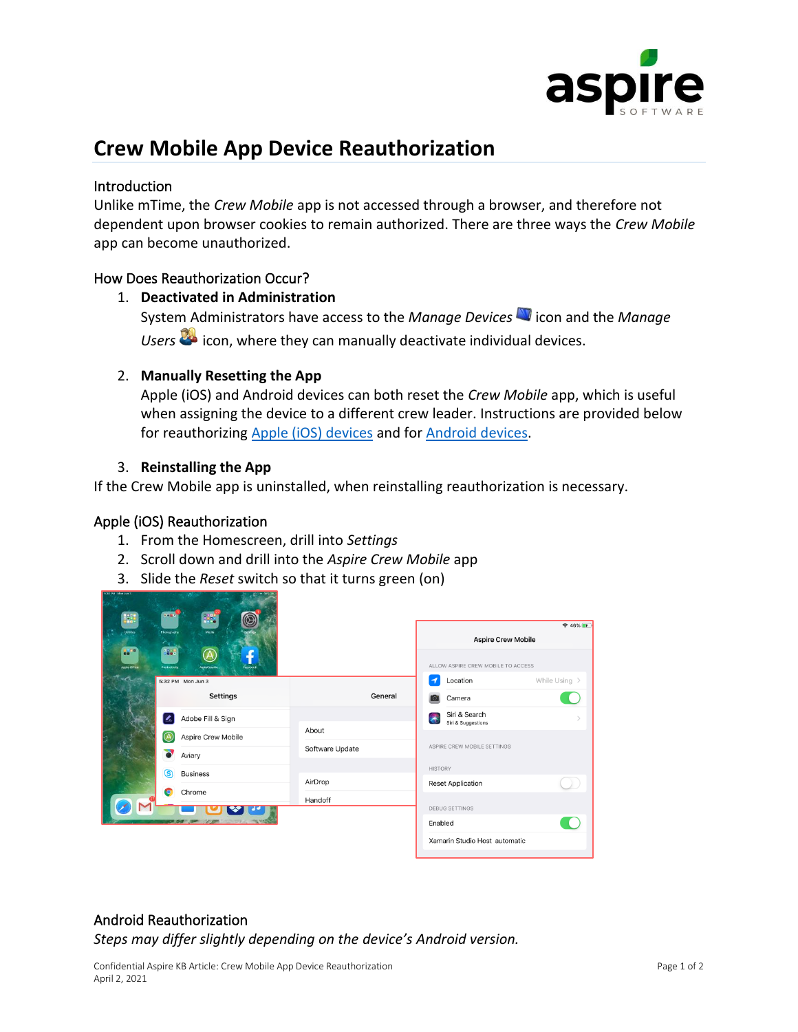# Crew Mobile App Device Reauthorization

## Introduction

Unlike mTime, the *Crew Mobile* app is not accessed through a browser, and therefore not dependent upon browser cookies to remain authorized. There are three ways the *Crew Mobile* app can become unauthorized.

## How Does Reauthorization Occur?

1. **Deactivated in Administration**
   System Administrators have access to the *Manage Devices* icon and the *Manage Users* icon, where they can manually deactivate individual devices.

2. **Manually Resetting the App**
   Apple (iOS) and Android devices can both reset the *Crew Mobile* app, which is useful when assigning the device to a different crew leader. Instructions are provided below for reauthorizing Apple (iOS) devices and for Android devices.

3. **Reinstalling the App**

If the Crew Mobile app is uninstalled, when reinstalling reauthorization is necessary.

## Apple (iOS) Reauthorization

1. From the Homescreen, drill into *Settings*
2. Scroll down and drill into the *Aspire Crew Mobile* app
3. Slide the *Reset* switch so that it turns green (on)

## Android Reauthorization

*Steps may differ slightly depending on the device's Android version.*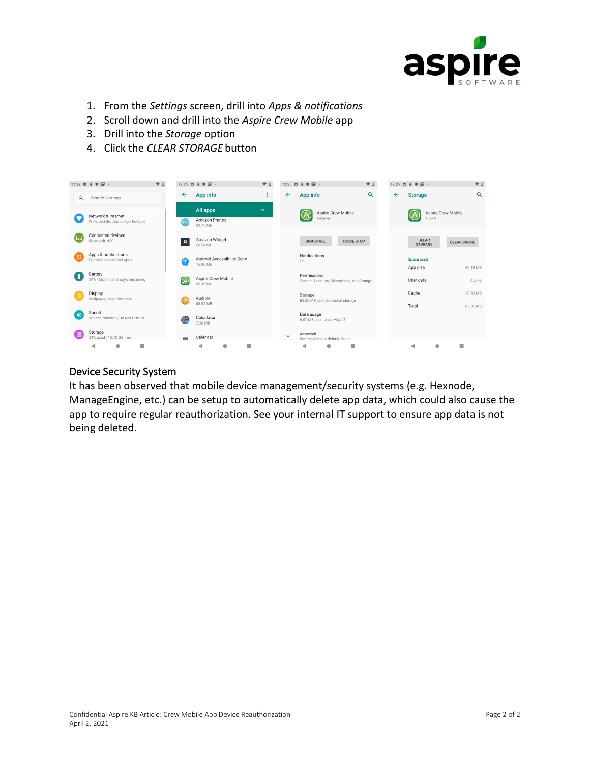1. From the *Settings* screen, drill into *Apps & notifications*
2. Scroll down and drill into the *Aspire Crew Mobile* app
3. Drill into the *Storage* option
4. Click the *CLEAR STORAGE* button

## Device Security System

It has been observed that mobile device management/security systems (e.g. Hexnode, ManageEngine, etc.) can be setup to automatically delete app data, which could also cause the app to require regular reauthorization. See your internal IT support to ensure app data is not being deleted.